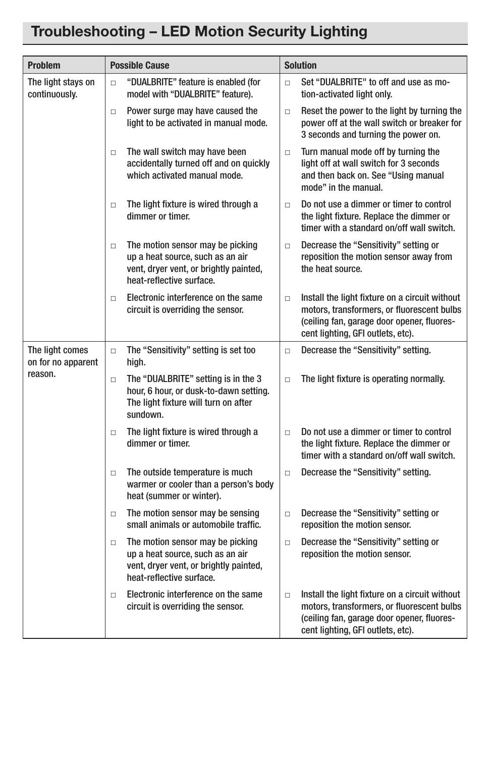# Troubleshooting – LED Motion Security Lighting

| Problem | Possible Cause | Solution |
|---|---|---|
| The light stays on continuously. | □ "DUALBRITE" feature is enabled (for model with "DUALBRITE" feature). | □ Set "DUALBRITE" to off and use as motion-activated light only. |
| | □ Power surge may have caused the light to be activated in manual mode. | □ Reset the power to the light by turning the power off at the wall switch or breaker for 3 seconds and turning the power on. |
| | □ The wall switch may have been accidentally turned off and on quickly which activated manual mode. | □ Turn manual mode off by turning the light off at wall switch for 3 seconds and then back on. See "Using manual mode" in the manual. |
| | □ The light fixture is wired through a dimmer or timer. | □ Do not use a dimmer or timer to control the light fixture. Replace the dimmer or timer with a standard on/off wall switch. |
| | □ The motion sensor may be picking up a heat source, such as an air vent, dryer vent, or brightly painted, heat-reflective surface. | □ Decrease the "Sensitivity" setting or reposition the motion sensor away from the heat source. |
| | □ Electronic interference on the same circuit is overriding the sensor. | □ Install the light fixture on a circuit without motors, transformers, or fluorescent bulbs (ceiling fan, garage door opener, fluorescent lighting, GFI outlets, etc). |
| The light comes on for no apparent reason. | □ The "Sensitivity" setting is set too high. | □ Decrease the "Sensitivity" setting. |
| | □ The "DUALBRITE" setting is in the 3 hour, 6 hour, or dusk-to-dawn setting. The light fixture will turn on after sundown. | □ The light fixture is operating normally. |
| | □ The light fixture is wired through a dimmer or timer. | □ Do not use a dimmer or timer to control the light fixture. Replace the dimmer or timer with a standard on/off wall switch. |
| | □ The outside temperature is much warmer or cooler than a person's body heat (summer or winter). | □ Decrease the "Sensitivity" setting. |
| | □ The motion sensor may be sensing small animals or automobile traffic. | □ Decrease the "Sensitivity" setting or reposition the motion sensor. |
| | □ The motion sensor may be picking up a heat source, such as an air vent, dryer vent, or brightly painted, heat-reflective surface. | □ Decrease the "Sensitivity" setting or reposition the motion sensor. |
| | □ Electronic interference on the same circuit is overriding the sensor. | □ Install the light fixture on a circuit without motors, transformers, or fluorescent bulbs (ceiling fan, garage door opener, fluorescent lighting, GFI outlets, etc). |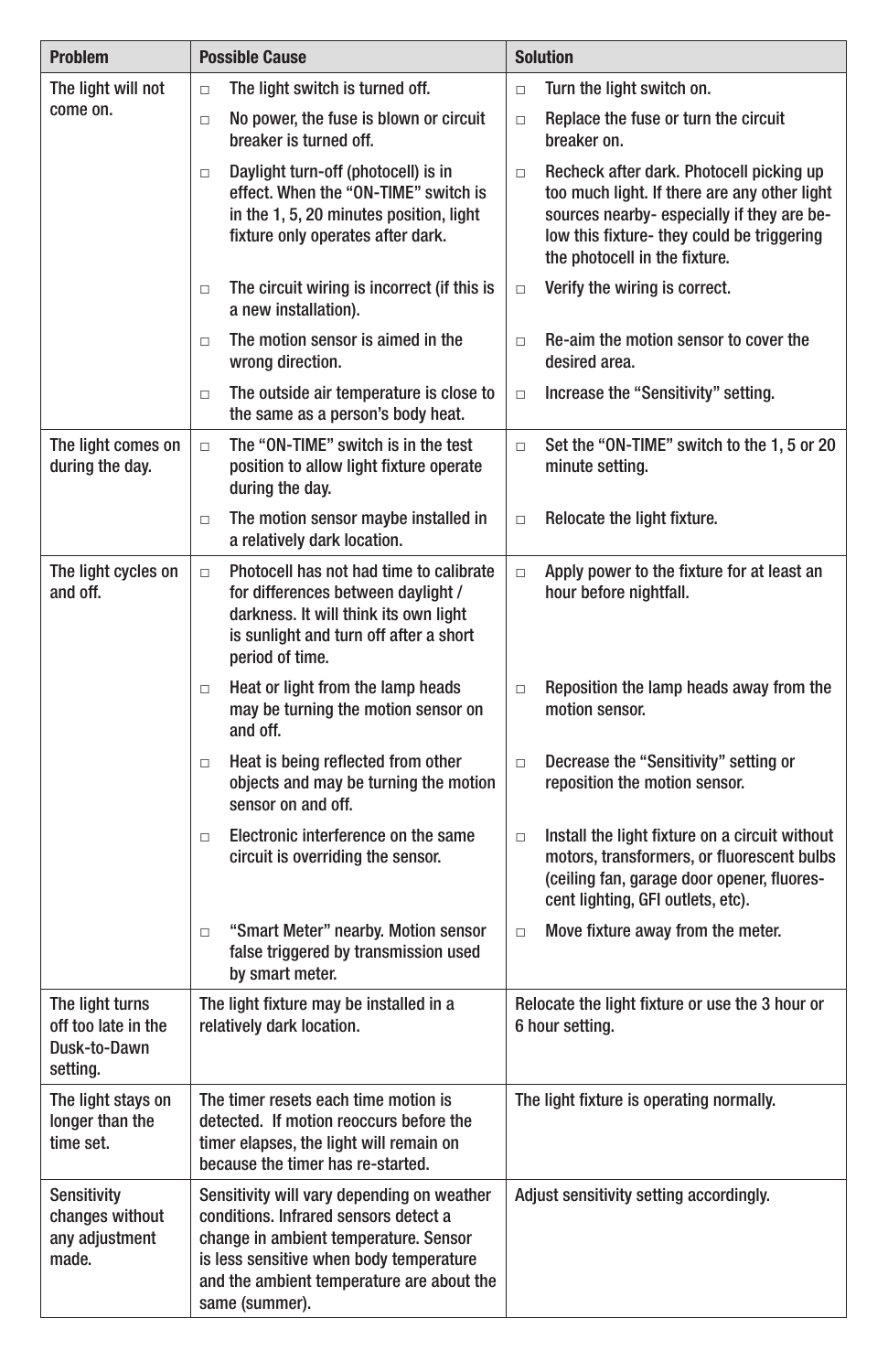| Problem | Possible Cause | Solution |
|---|---|---|
| The light will not come on. | □ The light switch is turned off. | □ Turn the light switch on. |
| | □ No power, the fuse is blown or circuit breaker is turned off. | □ Replace the fuse or turn the circuit breaker on. |
| | □ Daylight turn-off (photocell) is in effect. When the "ON-TIME" switch is in the 1, 5, 20 minutes position, light fixture only operates after dark. | □ Recheck after dark. Photocell picking up too much light. If there are any other light sources nearby- especially if they are below this fixture- they could be triggering the photocell in the fixture. |
| | □ The circuit wiring is incorrect (if this is a new installation). | □ Verify the wiring is correct. |
| | □ The motion sensor is aimed in the wrong direction. | □ Re-aim the motion sensor to cover the desired area. |
| | □ The outside air temperature is close to the same as a person's body heat. | □ Increase the "Sensitivity" setting. |
| The light comes on during the day. | □ The "ON-TIME" switch is in the test position to allow light fixture operate during the day. | □ Set the "ON-TIME" switch to the 1, 5 or 20 minute setting. |
| | □ The motion sensor maybe installed in a relatively dark location. | □ Relocate the light fixture. |
| The light cycles on and off. | □ Photocell has not had time to calibrate for differences between daylight / darkness. It will think its own light is sunlight and turn off after a short period of time. | □ Apply power to the fixture for at least an hour before nightfall. |
| | □ Heat or light from the lamp heads may be turning the motion sensor on and off. | □ Reposition the lamp heads away from the motion sensor. |
| | □ Heat is being reflected from other objects and may be turning the motion sensor on and off. | □ Decrease the "Sensitivity" setting or reposition the motion sensor. |
| | □ Electronic interference on the same circuit is overriding the sensor. | □ Install the light fixture on a circuit without motors, transformers, or fluorescent bulbs (ceiling fan, garage door opener, fluorescent lighting, GFI outlets, etc). |
| | □ "Smart Meter" nearby. Motion sensor false triggered by transmission used by smart meter. | □ Move fixture away from the meter. |
| The light turns off too late in the Dusk-to-Dawn setting. | The light fixture may be installed in a relatively dark location. | Relocate the light fixture or use the 3 hour or 6 hour setting. |
| The light stays on longer than the time set. | The timer resets each time motion is detected. If motion reoccurs before the timer elapses, the light will remain on because the timer has re-started. | The light fixture is operating normally. |
| Sensitivity changes without any adjustment made. | Sensitivity will vary depending on weather conditions. Infrared sensors detect a change in ambient temperature. Sensor is less sensitive when body temperature and the ambient temperature are about the same (summer). | Adjust sensitivity setting accordingly. |